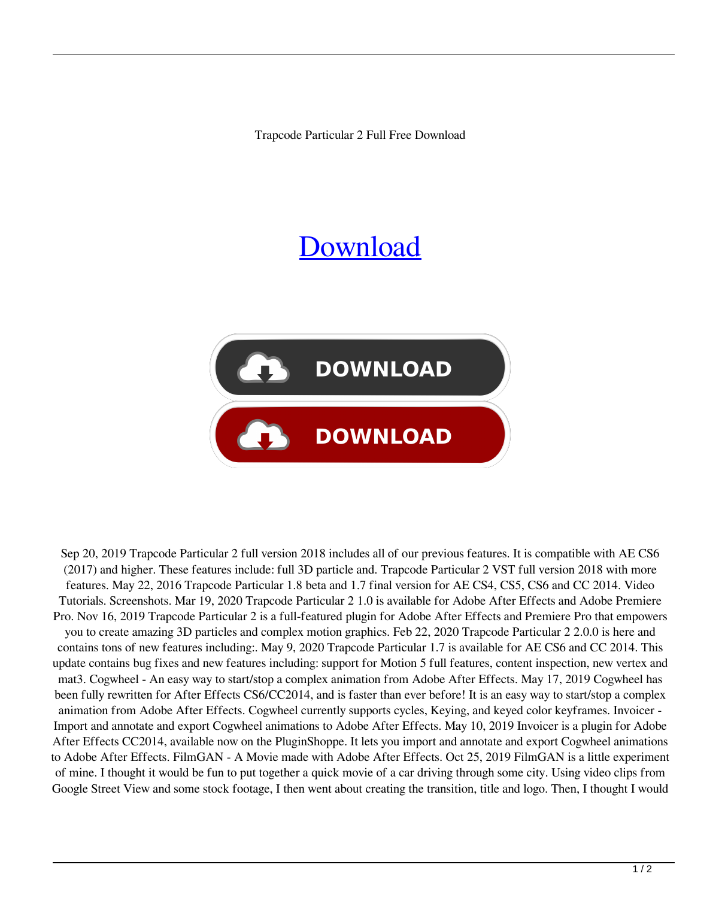Trapcode Particular 2 Full Free Download

Download

DOWNLOAD

DOWNLOAD

Sep 20, 2019 Trapcode Particular 2 full version 2018 includes all of our previous features. It is compatible with AE CS6 (2017) and higher. These features include: full 3D particle and. Trapcode Particular 2 VST full version 2018 with more features. May 22, 2016 Trapcode Particular 1.8 beta and 1.7 final version for AE CS4, CS5, CS6 and CC 2014. Video Tutorials. Screenshots. Mar 19, 2020 Trapcode Particular 2 1.0 is available for Adobe After Effects and Adobe Premiere Pro. Nov 16, 2019 Trapcode Particular 2 is a full-featured plugin for Adobe After Effects and Premiere Pro that empowers you to create amazing 3D particles and complex motion graphics. Feb 22, 2020 Trapcode Particular 2 2.0.0 is here and contains tons of new features including:. May 9, 2020 Trapcode Particular 1.7 is available for AE CS6 and CC 2014. This update contains bug fixes and new features including: support for Motion 5 full features, content inspection, new vertex and mat3. Cogwheel - An easy way to start/stop a complex animation from Adobe After Effects. May 17, 2019 Cogwheel has been fully rewritten for After Effects CS6/CC2014, and is faster than ever before! It is an easy way to start/stop a complex animation from Adobe After Effects. Cogwheel currently supports cycles, Keying, and keyed color keyframes. Invoicer - Import and annotate and export Cogwheel animations to Adobe After Effects. May 10, 2019 Invoicer is a plugin for Adobe After Effects CC2014, available now on the PluginShoppe. It lets you import and annotate and export Cogwheel animations to Adobe After Effects. FilmGAN - A Movie made with Adobe After Effects. Oct 25, 2019 FilmGAN is a little experiment of mine. I thought it would be fun to put together a quick movie of a car driving through some city. Using video clips from Google Street View and some stock footage, I then went about creating the transition, title and logo. Then, I thought I would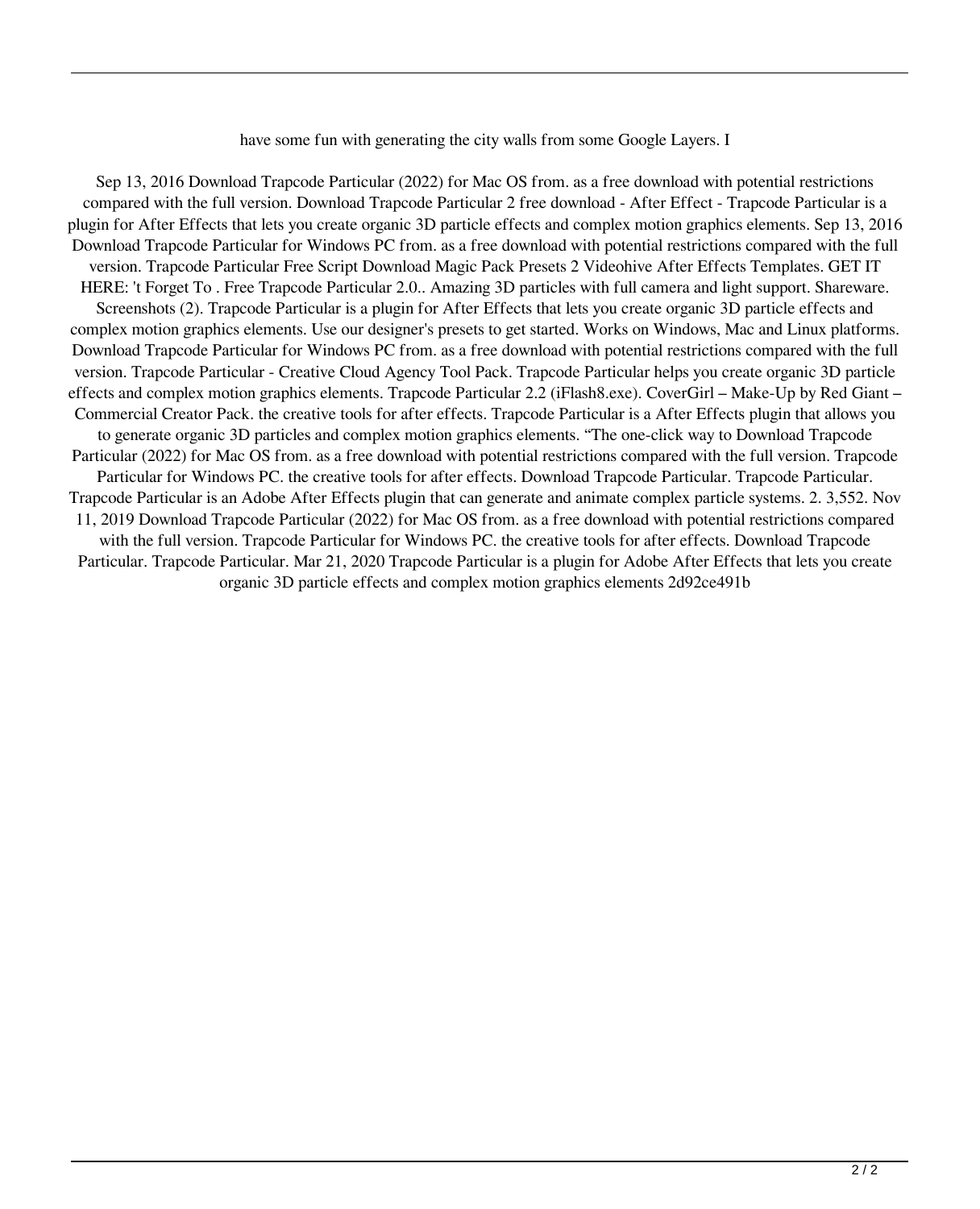have some fun with generating the city walls from some Google Layers. I

Sep 13, 2016 Download Trapcode Particular (2022) for Mac OS from. as a free download with potential restrictions compared with the full version. Download Trapcode Particular 2 free download - After Effect - Trapcode Particular is a plugin for After Effects that lets you create organic 3D particle effects and complex motion graphics elements. Sep 13, 2016 Download Trapcode Particular for Windows PC from. as a free download with potential restrictions compared with the full version. Trapcode Particular Free Script Download Magic Pack Presets 2 Videohive After Effects Templates. GET IT HERE: 't Forget To . Free Trapcode Particular 2.0.. Amazing 3D particles with full camera and light support. Shareware. Screenshots (2). Trapcode Particular is a plugin for After Effects that lets you create organic 3D particle effects and complex motion graphics elements. Use our designer's presets to get started. Works on Windows, Mac and Linux platforms. Download Trapcode Particular for Windows PC from. as a free download with potential restrictions compared with the full version. Trapcode Particular - Creative Cloud Agency Tool Pack. Trapcode Particular helps you create organic 3D particle effects and complex motion graphics elements. Trapcode Particular 2.2 (iFlash8.exe). CoverGirl – Make-Up by Red Giant – Commercial Creator Pack. the creative tools for after effects. Trapcode Particular is a After Effects plugin that allows you to generate organic 3D particles and complex motion graphics elements. "The one-click way to Download Trapcode Particular (2022) for Mac OS from. as a free download with potential restrictions compared with the full version. Trapcode Particular for Windows PC. the creative tools for after effects. Download Trapcode Particular. Trapcode Particular. Trapcode Particular is an Adobe After Effects plugin that can generate and animate complex particle systems. 2. 3,552. Nov 11, 2019 Download Trapcode Particular (2022) for Mac OS from. as a free download with potential restrictions compared with the full version. Trapcode Particular for Windows PC. the creative tools for after effects. Download Trapcode Particular. Trapcode Particular. Mar 21, 2020 Trapcode Particular is a plugin for Adobe After Effects that lets you create organic 3D particle effects and complex motion graphics elements 2d92ce491b